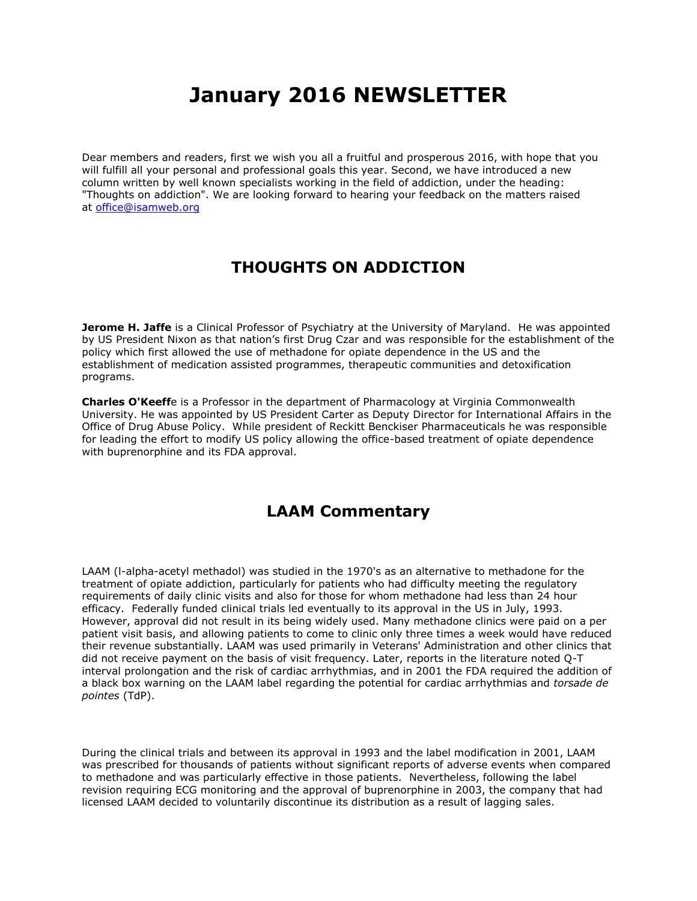# January 2016 NEWSLETTER

Dear members and readers, first we wish you all a fruitful and prosperous 2016, with hope that you will fulfill all your personal and professional goals this year. Second, we have introduced a new column written by well known specialists working in the field of addiction, under the heading: "Thoughts on addiction". We are looking forward to hearing your feedback on the matters raised at office@isamweb.org

## THOUGHTS ON ADDICTION

**Jerome H. Jaffe** is a Clinical Professor of Psychiatry at the University of Maryland. He was appointed by US President Nixon as that nation's first Drug Czar and was responsible for the establishment of the policy which first allowed the use of methadone for opiate dependence in the US and the establishment of medication assisted programmes, therapeutic communities and detoxification programs.

**Charles O'Keeff**e is a Professor in the department of Pharmacology at Virginia Commonwealth University. He was appointed by US President Carter as Deputy Director for International Affairs in the Office of Drug Abuse Policy. While president of Reckitt Benckiser Pharmaceuticals he was responsible for leading the effort to modify US policy allowing the office-based treatment of opiate dependence with buprenorphine and its FDA approval.

## LAAM Commentary

LAAM (l-alpha-acetyl methadol) was studied in the 1970's as an alternative to methadone for the treatment of opiate addiction, particularly for patients who had difficulty meeting the regulatory requirements of daily clinic visits and also for those for whom methadone had less than 24 hour efficacy. Federally funded clinical trials led eventually to its approval in the US in July, 1993. However, approval did not result in its being widely used. Many methadone clinics were paid on a per patient visit basis, and allowing patients to come to clinic only three times a week would have reduced their revenue substantially. LAAM was used primarily in Veterans' Administration and other clinics that did not receive payment on the basis of visit frequency. Later, reports in the literature noted Q-T interval prolongation and the risk of cardiac arrhythmias, and in 2001 the FDA required the addition of a black box warning on the LAAM label regarding the potential for cardiac arrhythmias and *torsade de pointes* (TdP).

During the clinical trials and between its approval in 1993 and the label modification in 2001, LAAM was prescribed for thousands of patients without significant reports of adverse events when compared to methadone and was particularly effective in those patients. Nevertheless, following the label revision requiring ECG monitoring and the approval of buprenorphine in 2003, the company that had licensed LAAM decided to voluntarily discontinue its distribution as a result of lagging sales.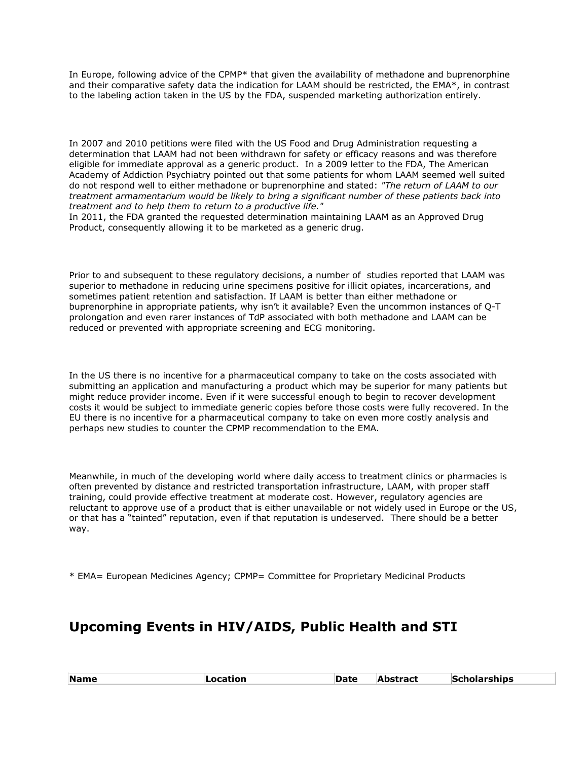In Europe, following advice of the CPMP* that given the availability of methadone and buprenorphine and their comparative safety data the indication for LAAM should be restricted, the EMA*, in contrast to the labeling action taken in the US by the FDA, suspended marketing authorization entirely.

In 2007 and 2010 petitions were filed with the US Food and Drug Administration requesting a determination that LAAM had not been withdrawn for safety or efficacy reasons and was therefore eligible for immediate approval as a generic product. In a 2009 letter to the FDA, The American Academy of Addiction Psychiatry pointed out that some patients for whom LAAM seemed well suited do not respond well to either methadone or buprenorphine and stated: *"The return of LAAM to our treatment armamentarium would be likely to bring a significant number of these patients back into treatment and to help them to return to a productive life."*
In 2011, the FDA granted the requested determination maintaining LAAM as an Approved Drug Product, consequently allowing it to be marketed as a generic drug.

Prior to and subsequent to these regulatory decisions, a number of studies reported that LAAM was superior to methadone in reducing urine specimens positive for illicit opiates, incarcerations, and sometimes patient retention and satisfaction. If LAAM is better than either methadone or buprenorphine in appropriate patients, why isn't it available? Even the uncommon instances of Q-T prolongation and even rarer instances of TdP associated with both methadone and LAAM can be reduced or prevented with appropriate screening and ECG monitoring.

In the US there is no incentive for a pharmaceutical company to take on the costs associated with submitting an application and manufacturing a product which may be superior for many patients but might reduce provider income. Even if it were successful enough to begin to recover development costs it would be subject to immediate generic copies before those costs were fully recovered. In the EU there is no incentive for a pharmaceutical company to take on even more costly analysis and perhaps new studies to counter the CPMP recommendation to the EMA.

Meanwhile, in much of the developing world where daily access to treatment clinics or pharmacies is often prevented by distance and restricted transportation infrastructure, LAAM, with proper staff training, could provide effective treatment at moderate cost. However, regulatory agencies are reluctant to approve use of a product that is either unavailable or not widely used in Europe or the US, or that has a "tainted" reputation, even if that reputation is undeserved. There should be a better way.

* EMA= European Medicines Agency; CPMP= Committee for Proprietary Medicinal Products

## Upcoming Events in HIV/AIDS, Public Health and STI

| Name | Location | Date | Abstract | Scholarships |
|---|---|---|---|---|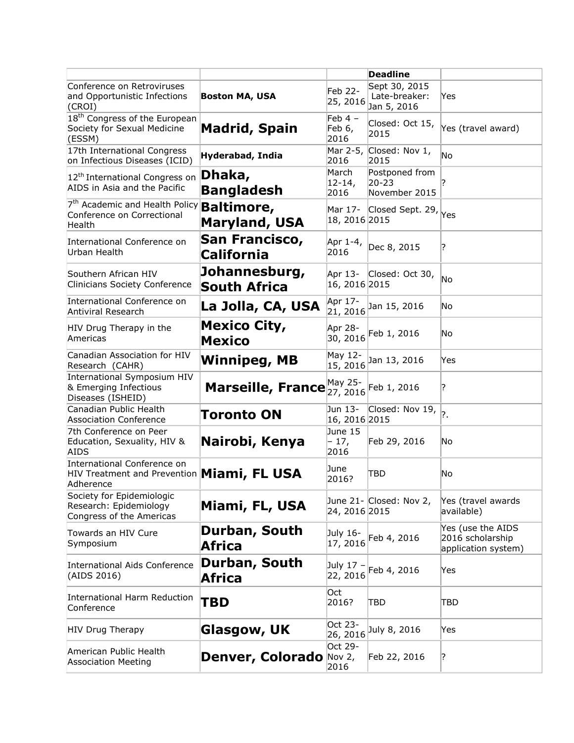| | | | Deadline | |
|---|---|---|---|---|
| Conference on Retroviruses and Opportunistic Infections (CROI) | **Boston MA, USA** | Feb 22-25, 2016 | Sept 30, 2015 Late-breaker: Jan 5, 2016 | Yes |
| 18th Congress of the European Society for Sexual Medicine (ESSM) | **Madrid, Spain** | Feb 4 – Feb 6, 2016 | Closed: Oct 15, 2015 | Yes (travel award) |
| 17th International Congress on Infectious Diseases (ICID) | **Hyderabad, India** | Mar 2-5, 2016 | Closed: Nov 1, 2015 | No |
| 12th International Congress on AIDS in Asia and the Pacific | **Dhaka, Bangladesh** | March 12-14, 2016 | Postponed from 20-23 November 2015 | ? |
| 7th Academic and Health Policy Conference on Correctional Health | **Baltimore, Maryland, USA** | Mar 17-18, 2016 | Closed Sept. 29, 2015 | Yes |
| International Conference on Urban Health | **San Francisco, California** | Apr 1-4, 2016 | Dec 8, 2015 | ? |
| Southern African HIV Clinicians Society Conference | **Johannesburg, South Africa** | Apr 13-16, 2016 | Closed: Oct 30, 2015 | No |
| International Conference on Antiviral Research | **La Jolla, CA, USA** | Apr 17-21, 2016 | Jan 15, 2016 | No |
| HIV Drug Therapy in the Americas | **Mexico City, Mexico** | Apr 28-30, 2016 | Feb 1, 2016 | No |
| Canadian Association for HIV Research (CAHR) | **Winnipeg, MB** | May 12-15, 2016 | Jan 13, 2016 | Yes |
| International Symposium HIV & Emerging Infectious Diseases (ISHEID) | **Marseille, France** | May 25-27, 2016 | Feb 1, 2016 | ? |
| Canadian Public Health Association Conference | **Toronto ON** | Jun 13-16, 2016 | Closed: Nov 19, 2015 | ?. |
| 7th Conference on Peer Education, Sexuality, HIV & AIDS | **Nairobi, Kenya** | June 15 – 17, 2016 | Feb 29, 2016 | No |
| International Conference on HIV Treatment and Prevention Adherence | **Miami, FL USA** | June 2016? | TBD | No |
| Society for Epidemiologic Research: Epidemiology Congress of the Americas | **Miami, FL, USA** | June 21-24, 2016 | Closed: Nov 2, 2015 | Yes (travel awards available) |
| Towards an HIV Cure Symposium | **Durban, South Africa** | July 16-17, 2016 | Feb 4, 2016 | Yes (use the AIDS 2016 scholarship application system) |
| International Aids Conference (AIDS 2016) | **Durban, South Africa** | July 17 – 22, 2016 | Feb 4, 2016 | Yes |
| International Harm Reduction Conference | **TBD** | Oct 2016? | TBD | TBD |
| HIV Drug Therapy | **Glasgow, UK** | Oct 23-26, 2016 | July 8, 2016 | Yes |
| American Public Health Association Meeting | **Denver, Colorado** | Oct 29-Nov 2, 2016 | Feb 22, 2016 | ? |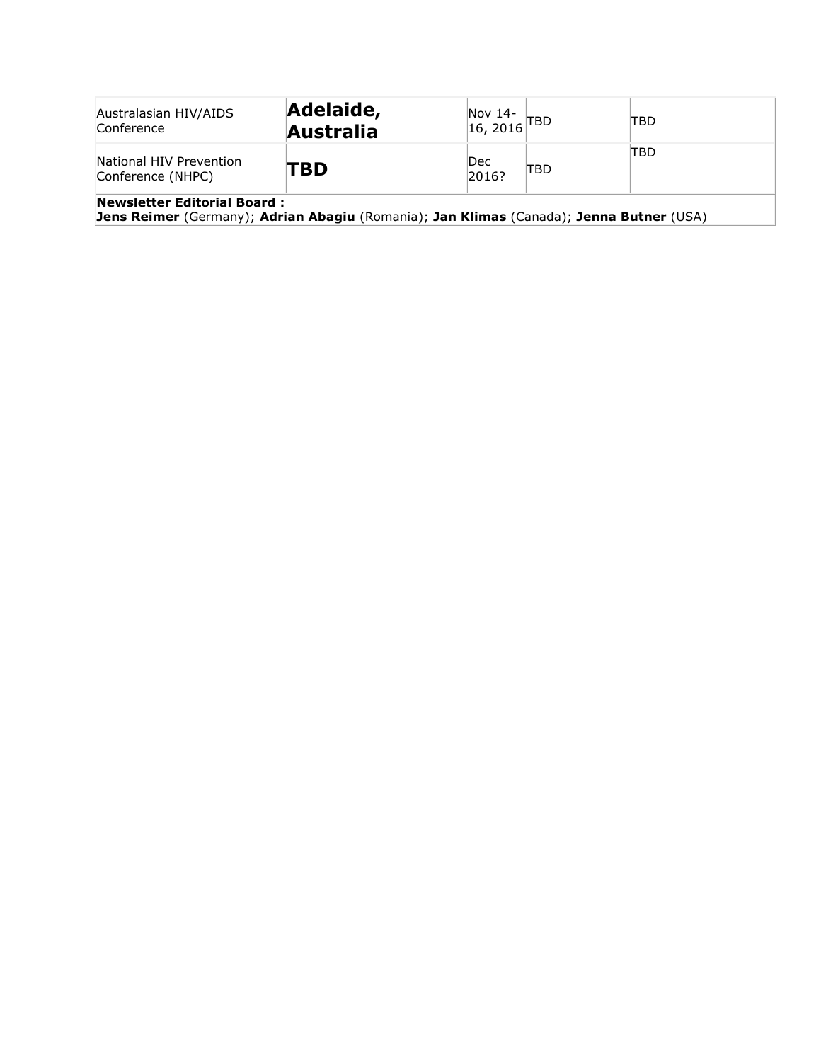| | | | | |
|---|---|---|---|---|
| Australasian HIV/AIDS Conference | **Adelaide, Australia** | Nov 14-16, 2016 | TBD | TBD |
| National HIV Prevention Conference (NHPC) | **TBD** | Dec 2016? | TBD | TBD |

**Newsletter Editorial Board :**
**Jens Reimer** (Germany); **Adrian Abagiu** (Romania); **Jan Klimas** (Canada); **Jenna Butner** (USA)